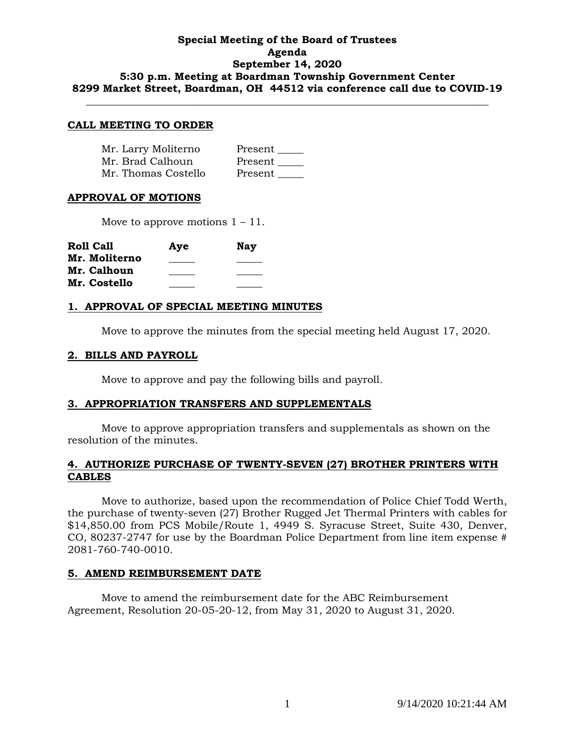**Special Meeting of the Board of Trustees**
**Agenda**
**September 14, 2020**
**5:30 p.m. Meeting at Boardman Township Government Center**
**8299 Market Street, Boardman, OH 44512 via conference call due to COVID-19**

---

## CALL MEETING TO ORDER

| | |
|---|---|
| Mr. Larry Moliterno | Present _____ |
| Mr. Brad Calhoun | Present _____ |
| Mr. Thomas Costello | Present _____ |

## APPROVAL OF MOTIONS

Move to approve motions 1 – 11.

| **Roll Call** | **Aye** | **Nay** |
|---|---|---|
| **Mr. Moliterno** | _____ | _____ |
| **Mr. Calhoun** | _____ | _____ |
| **Mr. Costello** | _____ | _____ |

## 1. APPROVAL OF SPECIAL MEETING MINUTES

Move to approve the minutes from the special meeting held August 17, 2020.

## 2. BILLS AND PAYROLL

Move to approve and pay the following bills and payroll.

## 3. APPROPRIATION TRANSFERS AND SUPPLEMENTALS

Move to approve appropriation transfers and supplementals as shown on the resolution of the minutes.

## 4. AUTHORIZE PURCHASE OF TWENTY-SEVEN (27) BROTHER PRINTERS WITH CABLES

Move to authorize, based upon the recommendation of Police Chief Todd Werth, the purchase of twenty-seven (27) Brother Rugged Jet Thermal Printers with cables for $14,850.00 from PCS Mobile/Route 1, 4949 S. Syracuse Street, Suite 430, Denver, CO, 80237-2747 for use by the Boardman Police Department from line item expense # 2081-760-740-0010.

## 5. AMEND REIMBURSEMENT DATE

Move to amend the reimbursement date for the ABC Reimbursement Agreement, Resolution 20-05-20-12, from May 31, 2020 to August 31, 2020.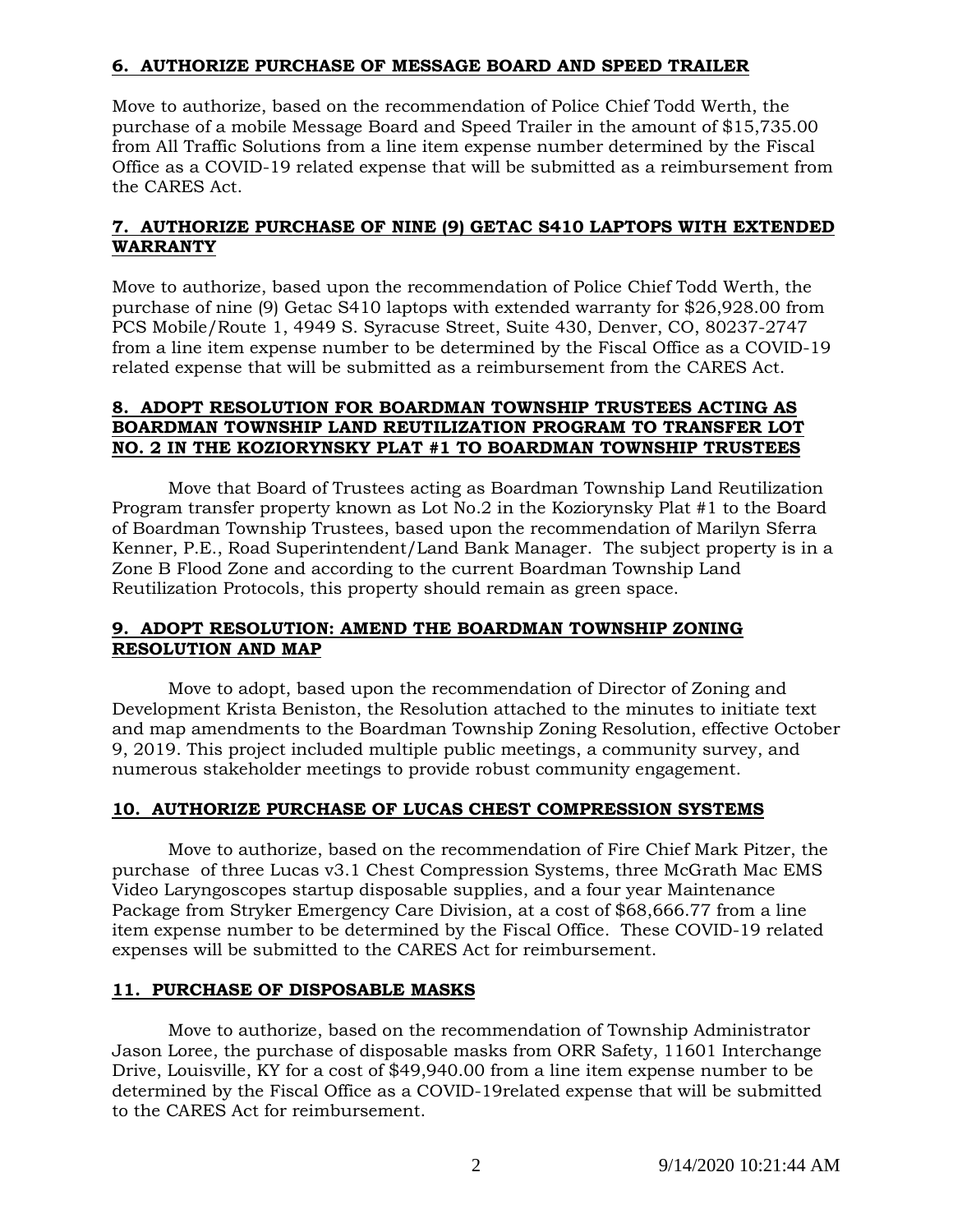## 6. AUTHORIZE PURCHASE OF MESSAGE BOARD AND SPEED TRAILER

Move to authorize, based on the recommendation of Police Chief Todd Werth, the purchase of a mobile Message Board and Speed Trailer in the amount of $15,735.00 from All Traffic Solutions from a line item expense number determined by the Fiscal Office as a COVID-19 related expense that will be submitted as a reimbursement from the CARES Act.

## 7. AUTHORIZE PURCHASE OF NINE (9) GETAC S410 LAPTOPS WITH EXTENDED WARRANTY

Move to authorize, based upon the recommendation of Police Chief Todd Werth, the purchase of nine (9) Getac S410 laptops with extended warranty for $26,928.00 from PCS Mobile/Route 1, 4949 S. Syracuse Street, Suite 430, Denver, CO, 80237-2747 from a line item expense number to be determined by the Fiscal Office as a COVID-19 related expense that will be submitted as a reimbursement from the CARES Act.

## 8. ADOPT RESOLUTION FOR BOARDMAN TOWNSHIP TRUSTEES ACTING AS BOARDMAN TOWNSHIP LAND REUTILIZATION PROGRAM TO TRANSFER LOT NO. 2 IN THE KOZIORYNSKY PLAT #1 TO BOARDMAN TOWNSHIP TRUSTEES

Move that Board of Trustees acting as Boardman Township Land Reutilization Program transfer property known as Lot No.2 in the Koziorynsky Plat #1 to the Board of Boardman Township Trustees, based upon the recommendation of Marilyn Sferra Kenner, P.E., Road Superintendent/Land Bank Manager. The subject property is in a Zone B Flood Zone and according to the current Boardman Township Land Reutilization Protocols, this property should remain as green space.

## 9. ADOPT RESOLUTION: AMEND THE BOARDMAN TOWNSHIP ZONING RESOLUTION AND MAP

Move to adopt, based upon the recommendation of Director of Zoning and Development Krista Beniston, the Resolution attached to the minutes to initiate text and map amendments to the Boardman Township Zoning Resolution, effective October 9, 2019. This project included multiple public meetings, a community survey, and numerous stakeholder meetings to provide robust community engagement.

## 10. AUTHORIZE PURCHASE OF LUCAS CHEST COMPRESSION SYSTEMS

Move to authorize, based on the recommendation of Fire Chief Mark Pitzer, the purchase of three Lucas v3.1 Chest Compression Systems, three McGrath Mac EMS Video Laryngoscopes startup disposable supplies, and a four year Maintenance Package from Stryker Emergency Care Division, at a cost of $68,666.77 from a line item expense number to be determined by the Fiscal Office. These COVID-19 related expenses will be submitted to the CARES Act for reimbursement.

## 11. PURCHASE OF DISPOSABLE MASKS

Move to authorize, based on the recommendation of Township Administrator Jason Loree, the purchase of disposable masks from ORR Safety, 11601 Interchange Drive, Louisville, KY for a cost of $49,940.00 from a line item expense number to be determined by the Fiscal Office as a COVID-19related expense that will be submitted to the CARES Act for reimbursement.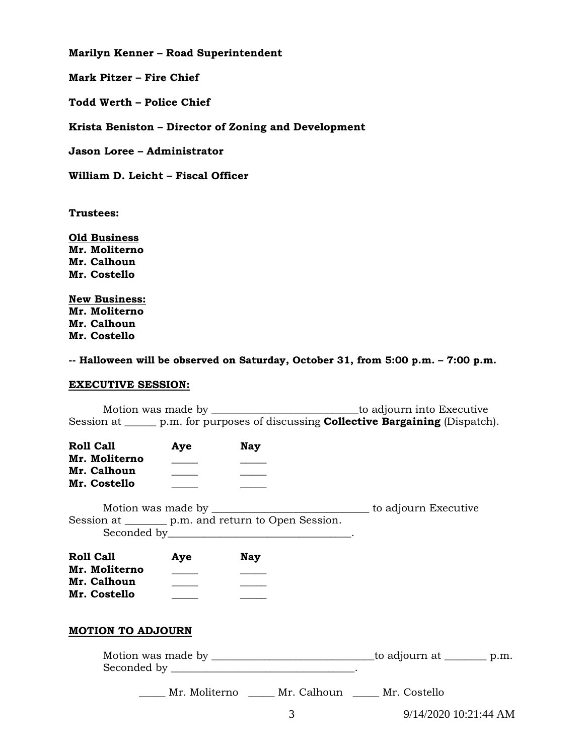**Marilyn Kenner – Road Superintendent**

**Mark Pitzer – Fire Chief**

**Todd Werth – Police Chief**

**Krista Beniston – Director of Zoning and Development**

**Jason Loree – Administrator**

**William D. Leicht – Fiscal Officer**

**Trustees:**

**Old Business**
**Mr. Moliterno**
**Mr. Calhoun**
**Mr. Costello**

**New Business:**
**Mr. Moliterno**
**Mr. Calhoun**
**Mr. Costello**

**-- Halloween will be observed on Saturday, October 31, from 5:00 p.m. – 7:00 p.m.**

**EXECUTIVE SESSION:**

Motion was made by ____________________________to adjourn into Executive Session at ______ p.m. for purposes of discussing **Collective Bargaining** (Dispatch).

| **Roll Call** | **Aye** | **Nay** |
|---|---|---|
| **Mr. Moliterno** | _____ | _____ |
| **Mr. Calhoun** | _____ | _____ |
| **Mr. Costello** | _____ | _____ |

Motion was made by ______________________________ to adjourn Executive Session at ________ p.m. and return to Open Session.
Seconded by___________________________________.

| **Roll Call** | **Aye** | **Nay** |
|---|---|---|
| **Mr. Moliterno** | _____ | _____ |
| **Mr. Calhoun** | _____ | _____ |
| **Mr. Costello** | _____ | _____ |

**MOTION TO ADJOURN**

Motion was made by _______________________________to adjourn at ________ p.m.
Seconded by ___________________________________.

_____ Mr. Moliterno _____ Mr. Calhoun _____ Mr. Costello

9/14/2020 10:21:44 AM